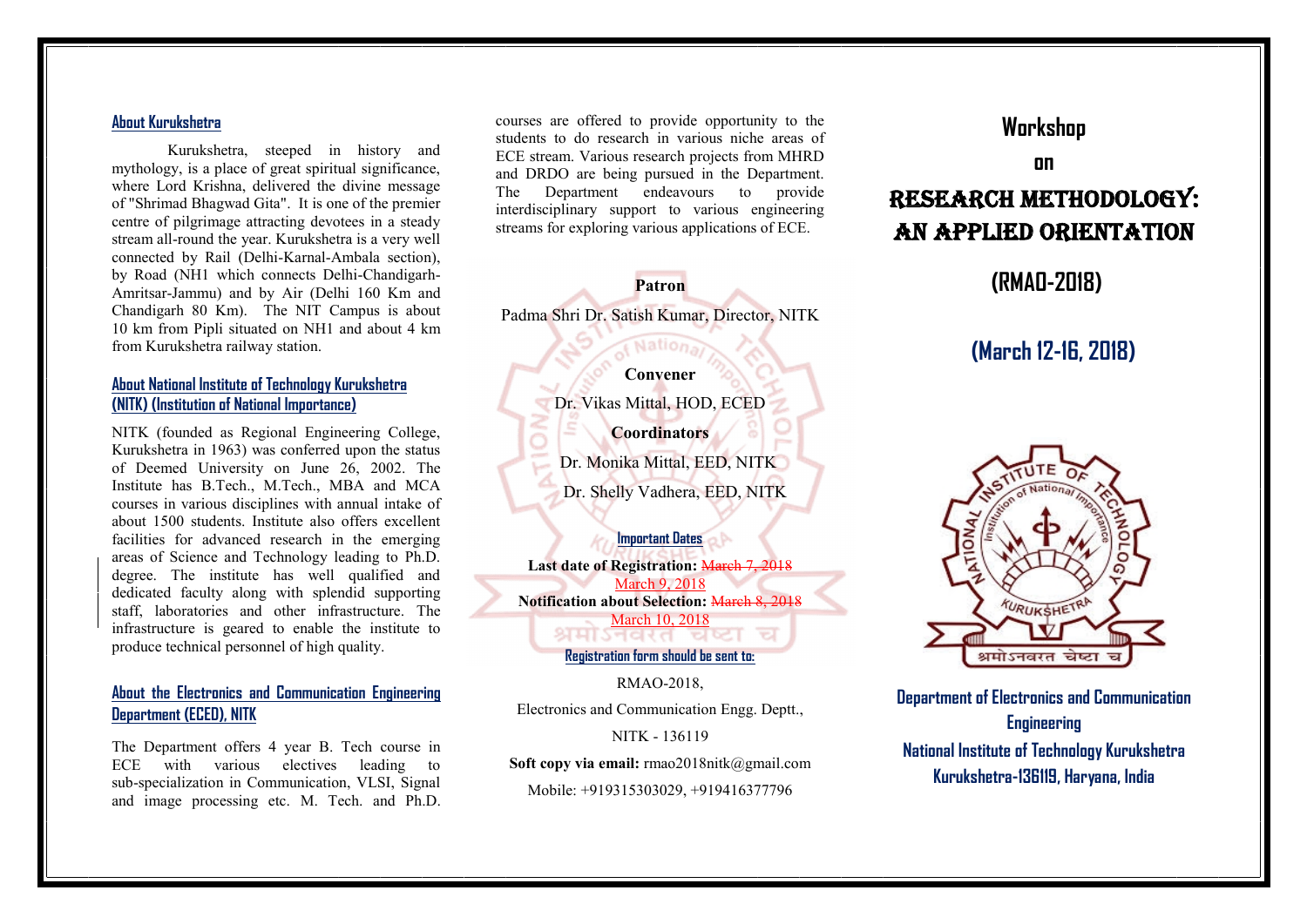## About Kurukshetra

Kurukshetra, steeped in history and mythology, is a place of great spiritual significance, where Lord Krishna, delivered the divine message of "Shrimad Bhagwad Gita". It is one of the premier centre of pilgrimage attracting devotees in a steady stream all-round the year. Kurukshetra is a very well connected by Rail (Delhi-Karnal-Ambala section), by Road (NH1 which connects Delhi-Chandigarh-Amritsar-Jammu) and by Air (Delhi 160 Km and Chandigarh 80 Km). The NIT Campus is about 10 km from Pipli situated on NH1 and about 4 km from Kurukshetra railway station.

## About National Institute of Technology Kurukshetra (NITK) (Institution of National Importance)

NITK (founded as Regional Engineering College, Kurukshetra in 1963) was conferred upon the status of Deemed University on June 26, 2002. The Institute has B.Tech., M.Tech., MBA and MCA courses in various disciplines with annual intake of about 1500 students. Institute also offers excellent facilities for advanced research in the emerging areas of Science and Technology leading to Ph.D. degree. The institute has well qualified and dedicated faculty along with splendid supporting staff, laboratories and other infrastructure. The infrastructure is geared to enable the institute to produce technical personnel of high quality.

## About the Electronics and Communication Engineering Department (ECED), NITK

The Department offers 4 year B. Tech course in ECE with various electives leading to sub-specialization in Communication, VLSI, Signal and image processing etc. M. Tech. and Ph.D. courses are offered to provide opportunity to the students to do research in various niche areas of ECE stream. Various research projects from MHRD and DRDO are being pursued in the Department. The Department endeavours to provide interdisciplinary support to various engineering streams for exploring various applications of ECE.

**Patron**

Padma Shri Dr. Satish Kumar, Director, NITK

**Convener**

Dr. Vikas Mittal, HOD, ECED

**Coordinators**

Dr. Monika Mittal, EED, NITK

Dr. Shelly Vadhera, EED, NITK

### Important Dates

**Last date of Registration:** ~~March 7, 2018~~ March 9, 2018

**Notification about Selection:** ~~March 8, 2018~~ March 10, 2018

### Registration form should be sent to:

RMAO-2018,

Electronics and Communication Engg. Deptt.,

NITK - 136119

**Soft copy via email:** rmao2018nitk@gmail.com

Mobile: +919315303029, +919416377796

# Workshop

## on

# RESEARCH METHODOLOGY: AN APPLIED ORIENTATION

## (RMAO-2018)

## (March 12-16, 2018)

**Department of Electronics and Communication Engineering**

**National Institute of Technology Kurukshetra**

**Kurukshetra-136119, Haryana, India**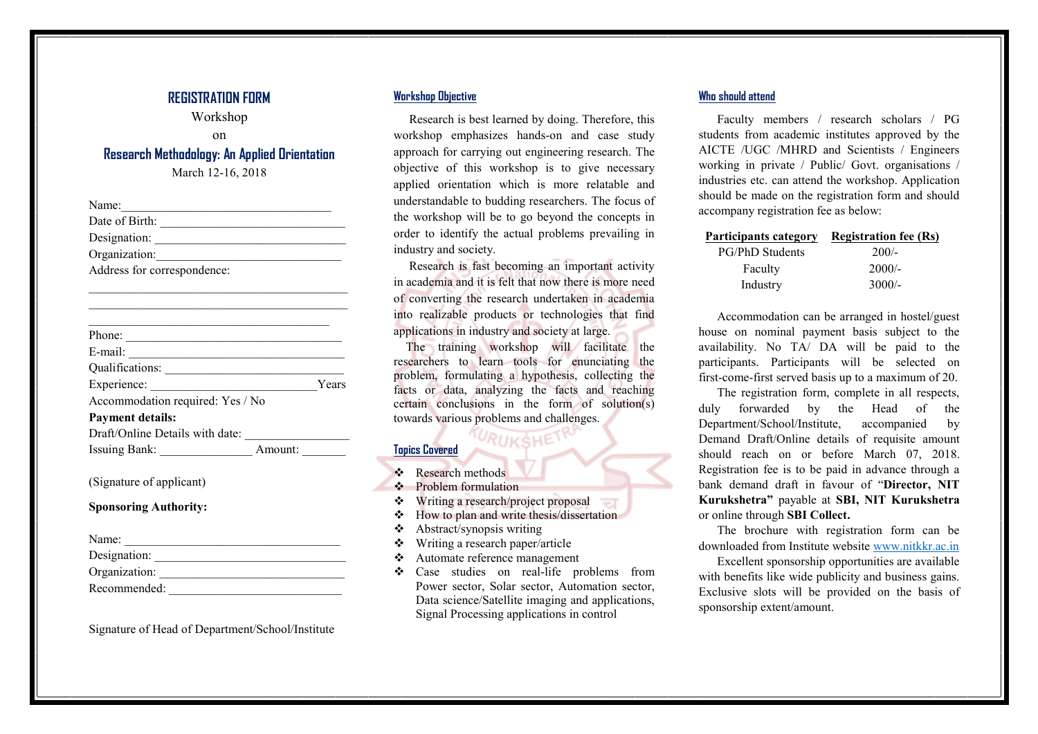## REGISTRATION FORM

Workshop

on

## Research Methodology: An Applied Orientation

March 12-16, 2018

Name:___________________________________

Date of Birth: ______________________________

Designation: _______________________________

Organization:_______________________________

Address for correspondence:

_____________________________________________

_____________________________________________

_____________________________________________

Phone: ____________________________________

E-mail: ____________________________________

Qualifications: ______________________________

Experience: ___________________________Years

Accommodation required: Yes / No

**Payment details:**

Draft/Online Details with date: ________________

Issuing Bank: _______________ Amount: _______

(Signature of applicant)

**Sponsoring Authority:**

Name: ____________________________________

Designation: ________________________________

Organization: _______________________________

Recommended: ______________________________

Signature of Head of Department/School/Institute

### Workshop Objective

Research is best learned by doing. Therefore, this workshop emphasizes hands-on and case study approach for carrying out engineering research. The objective of this workshop is to give necessary applied orientation which is more relatable and understandable to budding researchers. The focus of the workshop will be to go beyond the concepts in order to identify the actual problems prevailing in industry and society.

Research is fast becoming an important activity in academia and it is felt that now there is more need of converting the research undertaken in academia into realizable products or technologies that find applications in industry and society at large.

The training workshop will facilitate the researchers to learn tools for enunciating the problem, formulating a hypothesis, collecting the facts or data, analyzing the facts and reaching certain conclusions in the form of solution(s) towards various problems and challenges.

### Topics Covered

- Research methods
- Problem formulation
- Writing a research/project proposal
- How to plan and write thesis/dissertation
- Abstract/synopsis writing
- Writing a research paper/article
- Automate reference management
- Case studies on real-life problems from Power sector, Solar sector, Automation sector, Data science/Satellite imaging and applications, Signal Processing applications in control

### Who should attend

Faculty members / research scholars / PG students from academic institutes approved by the AICTE /UGC /MHRD and Scientists / Engineers working in private / Public/ Govt. organisations / industries etc. can attend the workshop. Application should be made on the registration form and should accompany registration fee as below:

| Participants category | Registration fee (Rs) |
|---|---|
| PG/PhD Students | 200/- |
| Faculty | 2000/- |
| Industry | 3000/- |

Accommodation can be arranged in hostel/guest house on nominal payment basis subject to the availability. No TA/ DA will be paid to the participants. Participants will be selected on first-come-first served basis up to a maximum of 20.

The registration form, complete in all respects, duly forwarded by the Head of the Department/School/Institute, accompanied by Demand Draft/Online details of requisite amount should reach on or before March 07, 2018. Registration fee is to be paid in advance through a bank demand draft in favour of "**Director, NIT Kurukshetra"** payable at **SBI, NIT Kurukshetra** or online through **SBI Collect.**

The brochure with registration form can be downloaded from Institute website www.nitkkr.ac.in

Excellent sponsorship opportunities are available with benefits like wide publicity and business gains. Exclusive slots will be provided on the basis of sponsorship extent/amount.